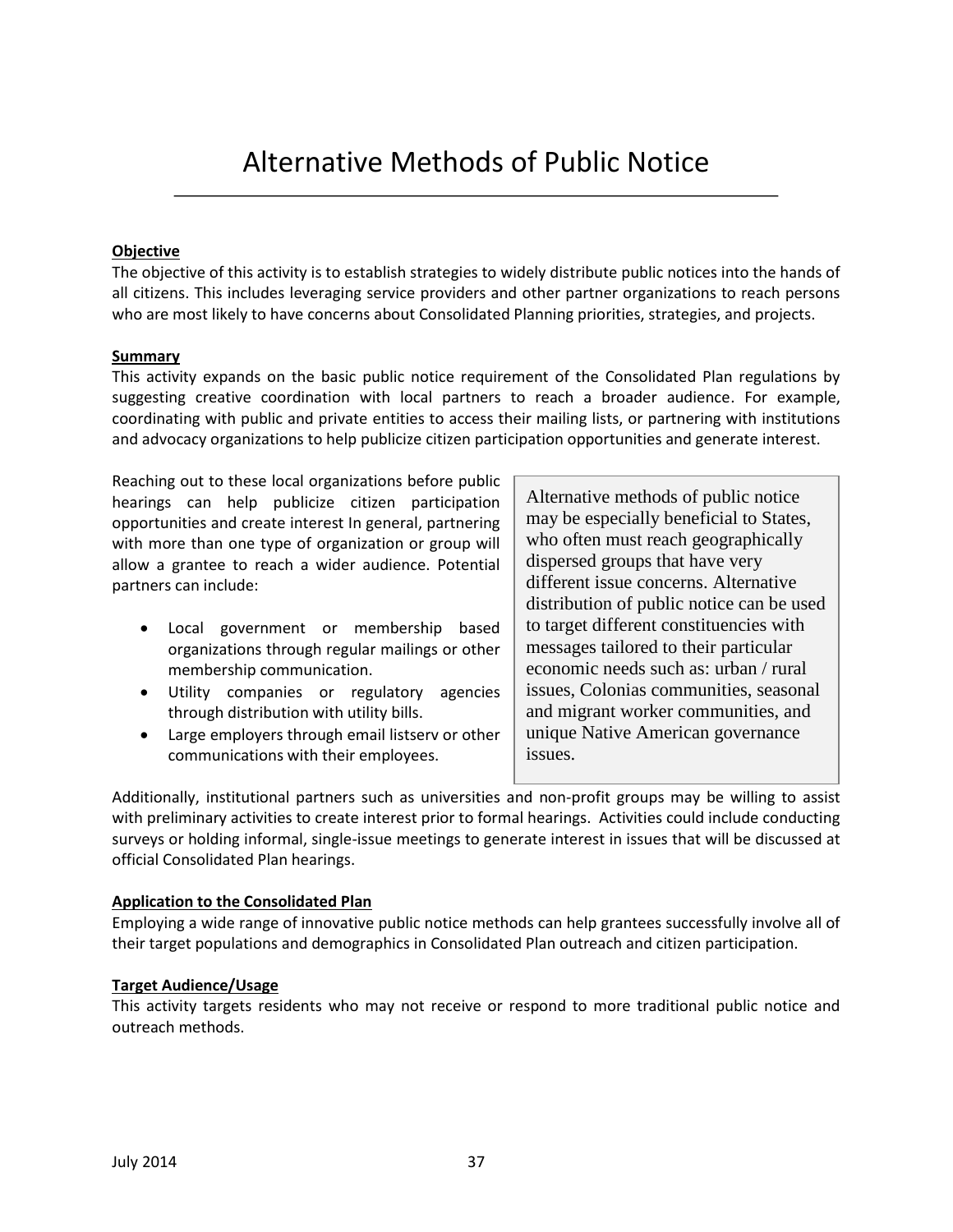# Alternative Methods of Public Notice

**Objective**

The objective of this activity is to establish strategies to widely distribute public notices into the hands of all citizens. This includes leveraging service providers and other partner organizations to reach persons who are most likely to have concerns about Consolidated Planning priorities, strategies, and projects.

**Summary**

This activity expands on the basic public notice requirement of the Consolidated Plan regulations by suggesting creative coordination with local partners to reach a broader audience. For example, coordinating with public and private entities to access their mailing lists, or partnering with institutions and advocacy organizations to help publicize citizen participation opportunities and generate interest.

Reaching out to these local organizations before public hearings can help publicize citizen participation opportunities and create interest In general, partnering with more than one type of organization or group will allow a grantee to reach a wider audience. Potential partners can include:

- Local government or membership based organizations through regular mailings or other membership communication.
- Utility companies or regulatory agencies through distribution with utility bills.
- Large employers through email listserv or other communications with their employees.

> Alternative methods of public notice may be especially beneficial to States, who often must reach geographically dispersed groups that have very different issue concerns. Alternative distribution of public notice can be used to target different constituencies with messages tailored to their particular economic needs such as: urban / rural issues, Colonias communities, seasonal and migrant worker communities, and unique Native American governance issues.

Additionally, institutional partners such as universities and non-profit groups may be willing to assist with preliminary activities to create interest prior to formal hearings. Activities could include conducting surveys or holding informal, single-issue meetings to generate interest in issues that will be discussed at official Consolidated Plan hearings.

**Application to the Consolidated Plan**

Employing a wide range of innovative public notice methods can help grantees successfully involve all of their target populations and demographics in Consolidated Plan outreach and citizen participation.

**Target Audience/Usage**

This activity targets residents who may not receive or respond to more traditional public notice and outreach methods.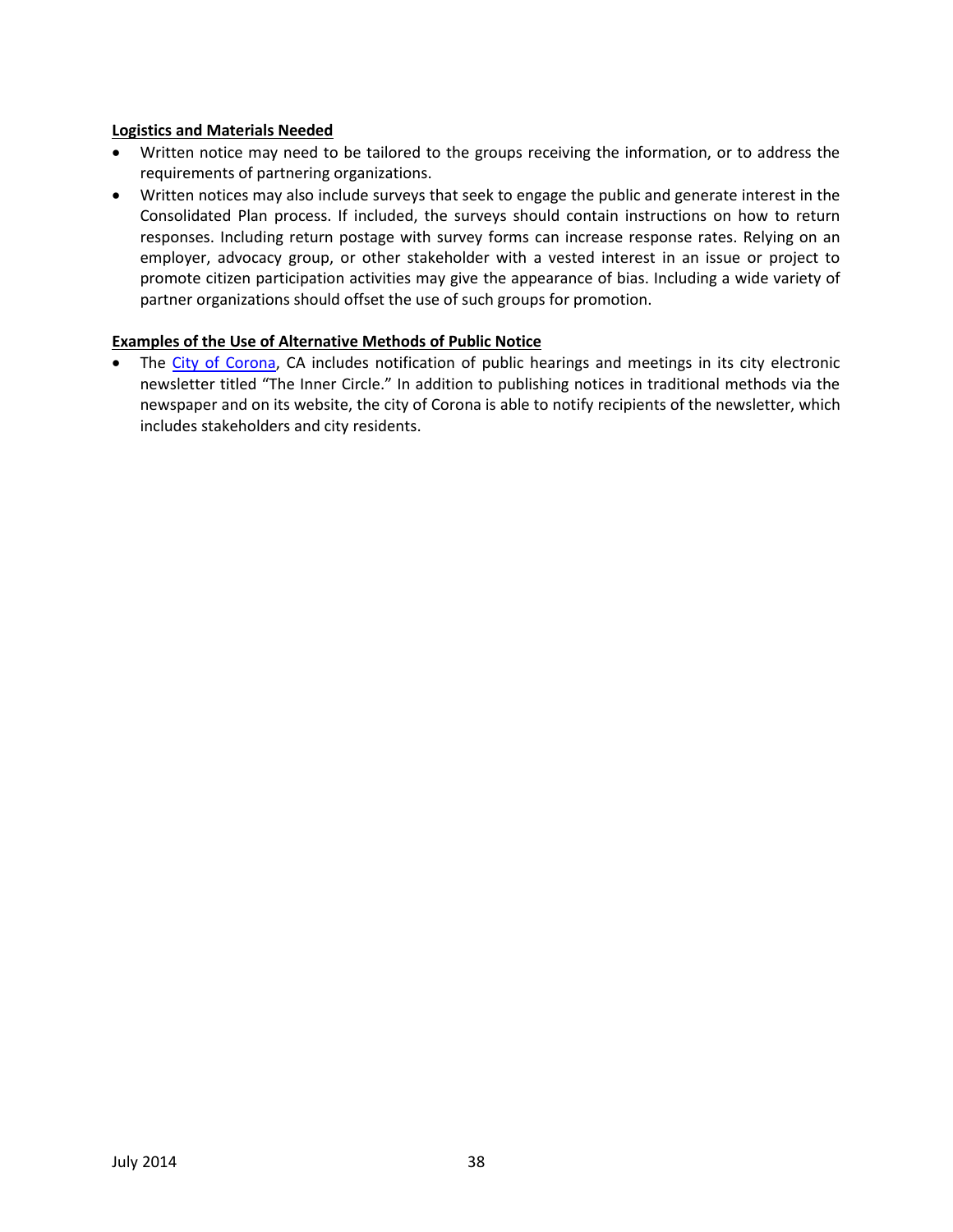**Logistics and Materials Needed**

- Written notice may need to be tailored to the groups receiving the information, or to address the requirements of partnering organizations.
- Written notices may also include surveys that seek to engage the public and generate interest in the Consolidated Plan process. If included, the surveys should contain instructions on how to return responses. Including return postage with survey forms can increase response rates. Relying on an employer, advocacy group, or other stakeholder with a vested interest in an issue or project to promote citizen participation activities may give the appearance of bias. Including a wide variety of partner organizations should offset the use of such groups for promotion.

**Examples of the Use of Alternative Methods of Public Notice**

- The City of Corona, CA includes notification of public hearings and meetings in its city electronic newsletter titled "The Inner Circle." In addition to publishing notices in traditional methods via the newspaper and on its website, the city of Corona is able to notify recipients of the newsletter, which includes stakeholders and city residents.